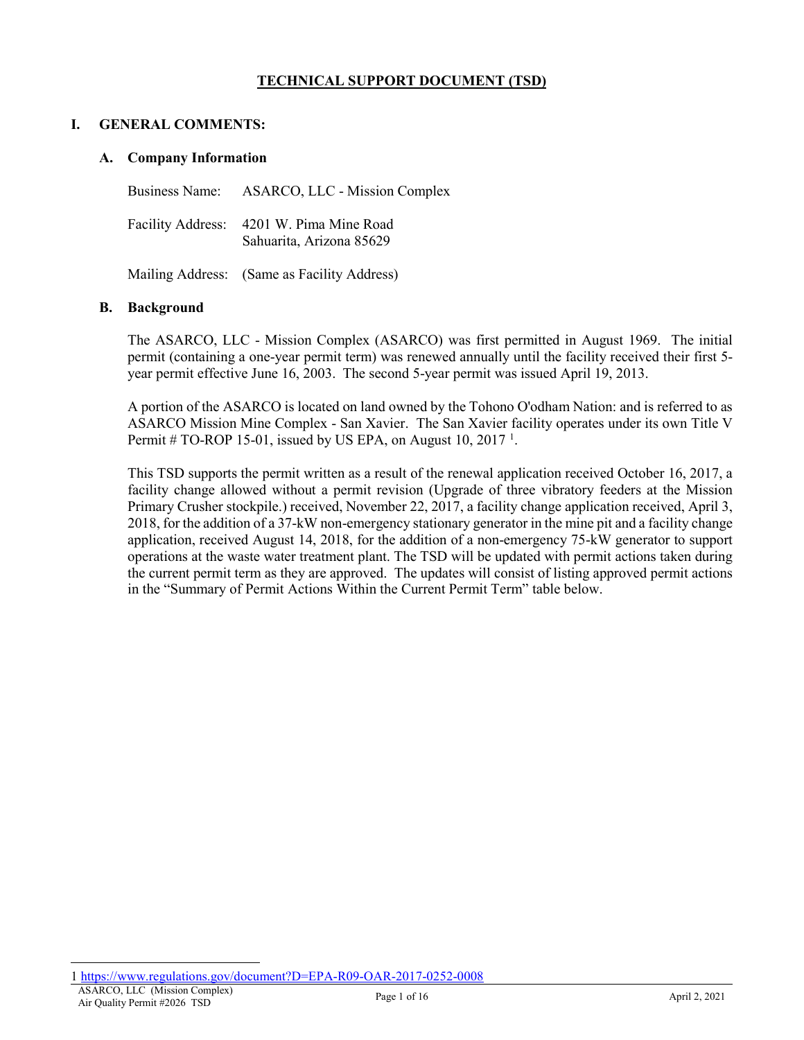# TECHNICAL SUPPORT DOCUMENT (TSD)

## I. GENERAL COMMENTS:

### A. Company Information

Business Name: ASARCO, LLC - Mission Complex

Facility Address: 4201 W. Pima Mine Road
Sahuarita, Arizona 85629

Mailing Address: (Same as Facility Address)

### B. Background

The ASARCO, LLC - Mission Complex (ASARCO) was first permitted in August 1969. The initial permit (containing a one-year permit term) was renewed annually until the facility received their first 5-year permit effective June 16, 2003. The second 5-year permit was issued April 19, 2013.

A portion of the ASARCO is located on land owned by the Tohono O'odham Nation: and is referred to as ASARCO Mission Mine Complex - San Xavier. The San Xavier facility operates under its own Title V Permit # TO-ROP 15-01, issued by US EPA, on August 10, 2017 [1].

This TSD supports the permit written as a result of the renewal application received October 16, 2017, a facility change allowed without a permit revision (Upgrade of three vibratory feeders at the Mission Primary Crusher stockpile.) received, November 22, 2017, a facility change application received, April 3, 2018, for the addition of a 37-kW non-emergency stationary generator in the mine pit and a facility change application, received August 14, 2018, for the addition of a non-emergency 75-kW generator to support operations at the waste water treatment plant. The TSD will be updated with permit actions taken during the current permit term as they are approved. The updates will consist of listing approved permit actions in the "Summary of Permit Actions Within the Current Permit Term" table below.

---

1 https://www.regulations.gov/document?D=EPA-R09-OAR-2017-0252-0008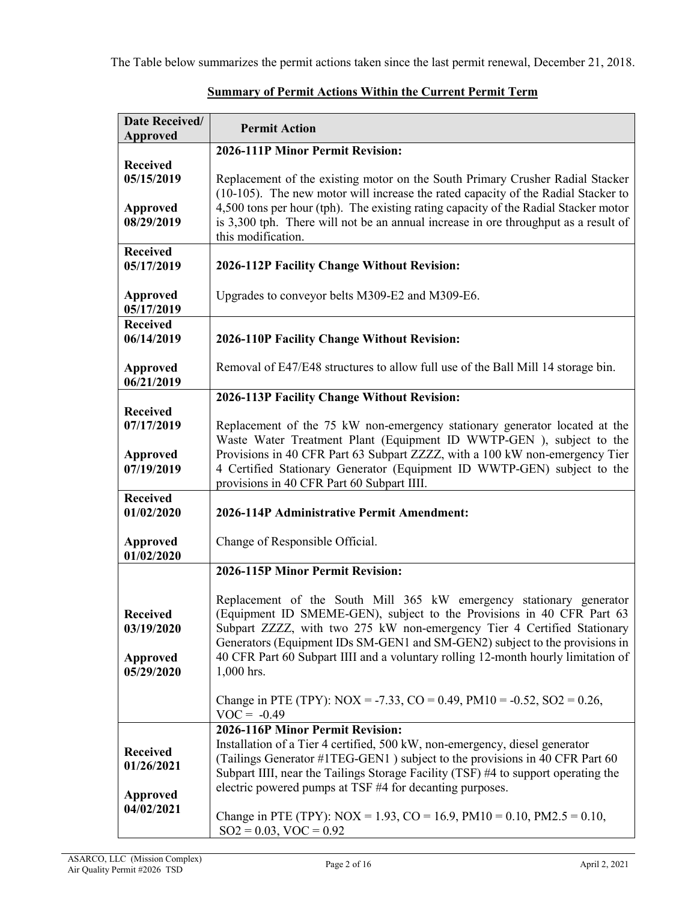The Table below summarizes the permit actions taken since the last permit renewal, December 21, 2018.

**Summary of Permit Actions Within the Current Permit Term**

| Date Received/ Approved | Permit Action |
|---|---|
| **Received 05/15/2019**<br><br>**Approved 08/29/2019** | **2026-111P Minor Permit Revision:**<br><br>Replacement of the existing motor on the South Primary Crusher Radial Stacker (10-105). The new motor will increase the rated capacity of the Radial Stacker to 4,500 tons per hour (tph). The existing rating capacity of the Radial Stacker motor is 3,300 tph. There will not be an annual increase in ore throughput as a result of this modification. |
| **Received 05/17/2019**<br><br>**Approved 05/17/2019** | **2026-112P Facility Change Without Revision:**<br><br>Upgrades to conveyor belts M309-E2 and M309-E6. |
| **Received 06/14/2019**<br><br>**Approved 06/21/2019** | **2026-110P Facility Change Without Revision:**<br><br>Removal of E47/E48 structures to allow full use of the Ball Mill 14 storage bin. |
| **Received 07/17/2019**<br><br>**Approved 07/19/2019** | **2026-113P Facility Change Without Revision:**<br><br>Replacement of the 75 kW non-emergency stationary generator located at the Waste Water Treatment Plant (Equipment ID WWTP-GEN ), subject to the Provisions in 40 CFR Part 63 Subpart ZZZZ, with a 100 kW non-emergency Tier 4 Certified Stationary Generator (Equipment ID WWTP-GEN) subject to the provisions in 40 CFR Part 60 Subpart IIII. |
| **Received 01/02/2020**<br><br>**Approved 01/02/2020** | **2026-114P Administrative Permit Amendment:**<br><br>Change of Responsible Official. |
| **Received 03/19/2020**<br><br>**Approved 05/29/2020** | **2026-115P Minor Permit Revision:**<br><br>Replacement of the South Mill 365 kW emergency stationary generator (Equipment ID SMEME-GEN), subject to the Provisions in 40 CFR Part 63 Subpart ZZZZ, with two 275 kW non-emergency Tier 4 Certified Stationary Generators (Equipment IDs SM-GEN1 and SM-GEN2) subject to the provisions in 40 CFR Part 60 Subpart IIII and a voluntary rolling 12-month hourly limitation of 1,000 hrs.<br><br>Change in PTE (TPY): NOX = -7.33, CO = 0.49, PM10 = -0.52, SO2 = 0.26, VOC = -0.49 |
| **Received 01/26/2021**<br><br>**Approved 04/02/2021** | **2026-116P Minor Permit Revision:**<br>Installation of a Tier 4 certified, 500 kW, non-emergency, diesel generator (Tailings Generator #1TEG-GEN1 ) subject to the provisions in 40 CFR Part 60 Subpart IIII, near the Tailings Storage Facility (TSF) #4 to support operating the electric powered pumps at TSF #4 for decanting purposes.<br><br>Change in PTE (TPY): NOX = 1.93, CO = 16.9, PM10 = 0.10, PM2.5 = 0.10, SO2 = 0.03, VOC = 0.92 |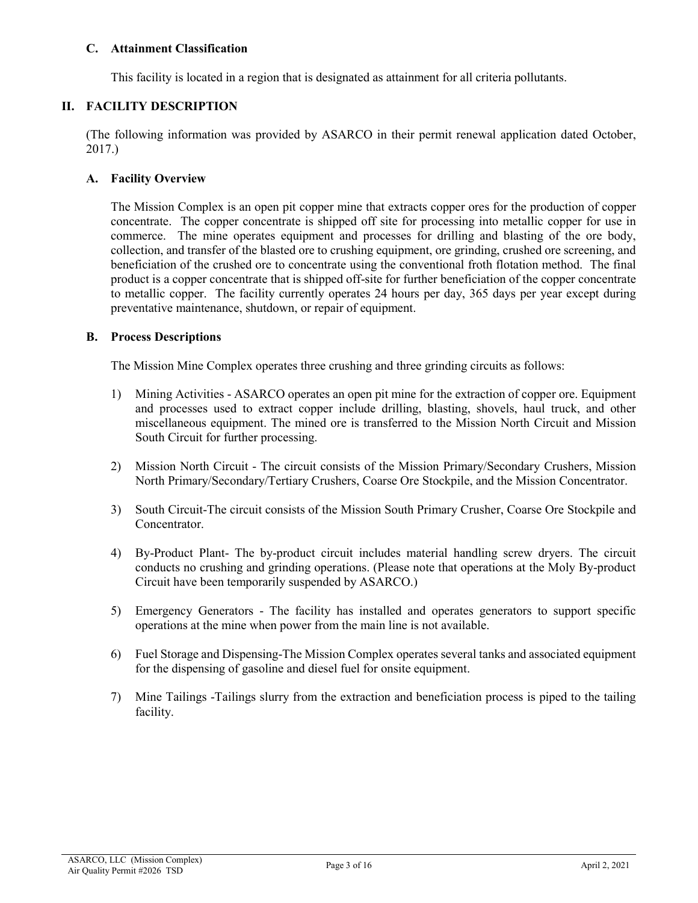### C. Attainment Classification

This facility is located in a region that is designated as attainment for all criteria pollutants.

## II. FACILITY DESCRIPTION

(The following information was provided by ASARCO in their permit renewal application dated October, 2017.)

### A. Facility Overview

The Mission Complex is an open pit copper mine that extracts copper ores for the production of copper concentrate. The copper concentrate is shipped off site for processing into metallic copper for use in commerce. The mine operates equipment and processes for drilling and blasting of the ore body, collection, and transfer of the blasted ore to crushing equipment, ore grinding, crushed ore screening, and beneficiation of the crushed ore to concentrate using the conventional froth flotation method. The final product is a copper concentrate that is shipped off-site for further beneficiation of the copper concentrate to metallic copper. The facility currently operates 24 hours per day, 365 days per year except during preventative maintenance, shutdown, or repair of equipment.

### B. Process Descriptions

The Mission Mine Complex operates three crushing and three grinding circuits as follows:

1) Mining Activities - ASARCO operates an open pit mine for the extraction of copper ore. Equipment and processes used to extract copper include drilling, blasting, shovels, haul truck, and other miscellaneous equipment. The mined ore is transferred to the Mission North Circuit and Mission South Circuit for further processing.

2) Mission North Circuit - The circuit consists of the Mission Primary/Secondary Crushers, Mission North Primary/Secondary/Tertiary Crushers, Coarse Ore Stockpile, and the Mission Concentrator.

3) South Circuit-The circuit consists of the Mission South Primary Crusher, Coarse Ore Stockpile and Concentrator.

4) By-Product Plant- The by-product circuit includes material handling screw dryers. The circuit conducts no crushing and grinding operations. (Please note that operations at the Moly By-product Circuit have been temporarily suspended by ASARCO.)

5) Emergency Generators - The facility has installed and operates generators to support specific operations at the mine when power from the main line is not available.

6) Fuel Storage and Dispensing-The Mission Complex operates several tanks and associated equipment for the dispensing of gasoline and diesel fuel for onsite equipment.

7) Mine Tailings -Tailings slurry from the extraction and beneficiation process is piped to the tailing facility.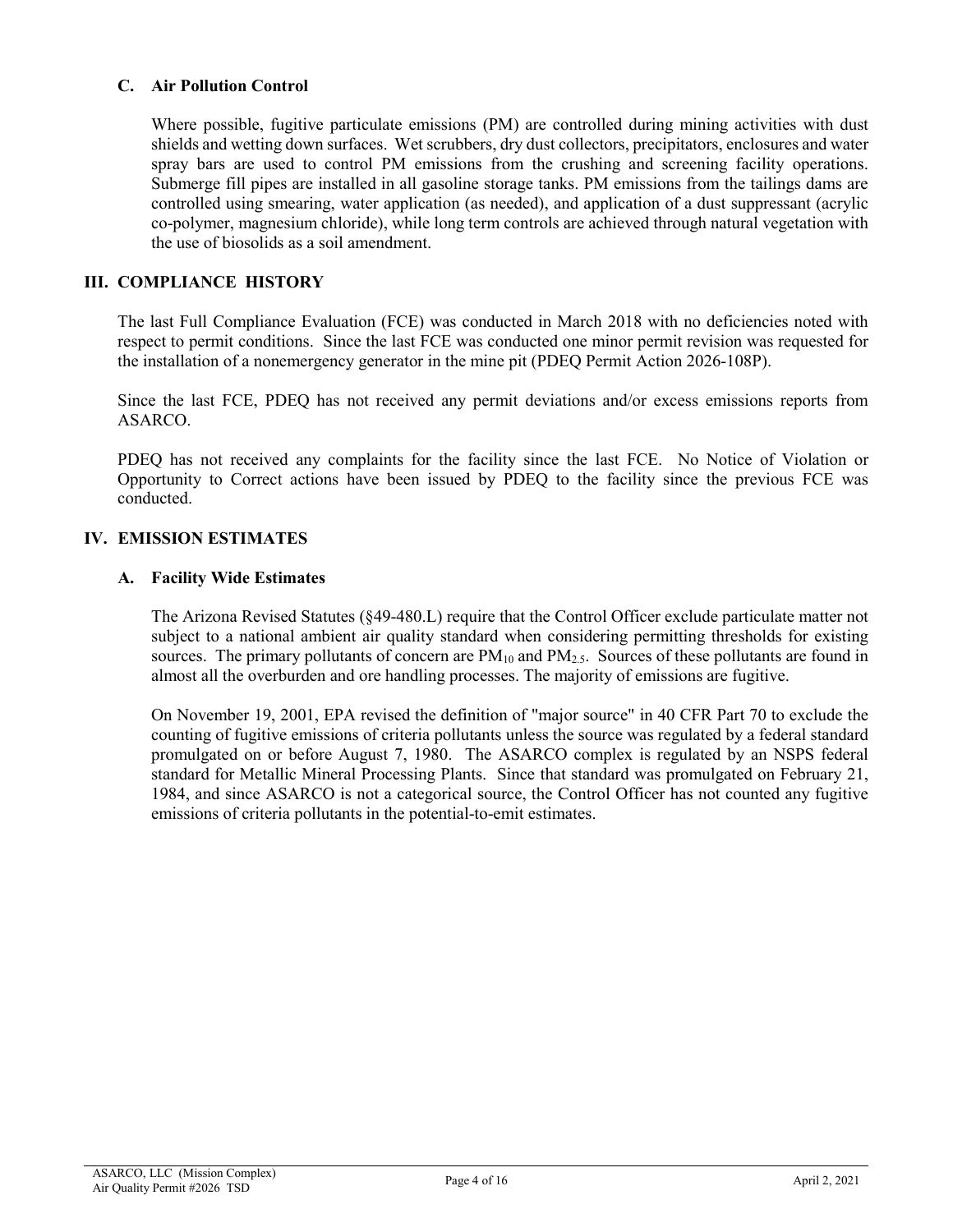### C. Air Pollution Control

Where possible, fugitive particulate emissions (PM) are controlled during mining activities with dust shields and wetting down surfaces. Wet scrubbers, dry dust collectors, precipitators, enclosures and water spray bars are used to control PM emissions from the crushing and screening facility operations. Submerge fill pipes are installed in all gasoline storage tanks. PM emissions from the tailings dams are controlled using smearing, water application (as needed), and application of a dust suppressant (acrylic co-polymer, magnesium chloride), while long term controls are achieved through natural vegetation with the use of biosolids as a soil amendment.

## III. COMPLIANCE HISTORY

The last Full Compliance Evaluation (FCE) was conducted in March 2018 with no deficiencies noted with respect to permit conditions. Since the last FCE was conducted one minor permit revision was requested for the installation of a nonemergency generator in the mine pit (PDEQ Permit Action 2026-108P).

Since the last FCE, PDEQ has not received any permit deviations and/or excess emissions reports from ASARCO.

PDEQ has not received any complaints for the facility since the last FCE. No Notice of Violation or Opportunity to Correct actions have been issued by PDEQ to the facility since the previous FCE was conducted.

## IV. EMISSION ESTIMATES

### A. Facility Wide Estimates

The Arizona Revised Statutes (§49-480.L) require that the Control Officer exclude particulate matter not subject to a national ambient air quality standard when considering permitting thresholds for existing sources. The primary pollutants of concern are $PM_{10}$ and $PM_{2.5}$. Sources of these pollutants are found in almost all the overburden and ore handling processes. The majority of emissions are fugitive.

On November 19, 2001, EPA revised the definition of "major source" in 40 CFR Part 70 to exclude the counting of fugitive emissions of criteria pollutants unless the source was regulated by a federal standard promulgated on or before August 7, 1980. The ASARCO complex is regulated by an NSPS federal standard for Metallic Mineral Processing Plants. Since that standard was promulgated on February 21, 1984, and since ASARCO is not a categorical source, the Control Officer has not counted any fugitive emissions of criteria pollutants in the potential-to-emit estimates.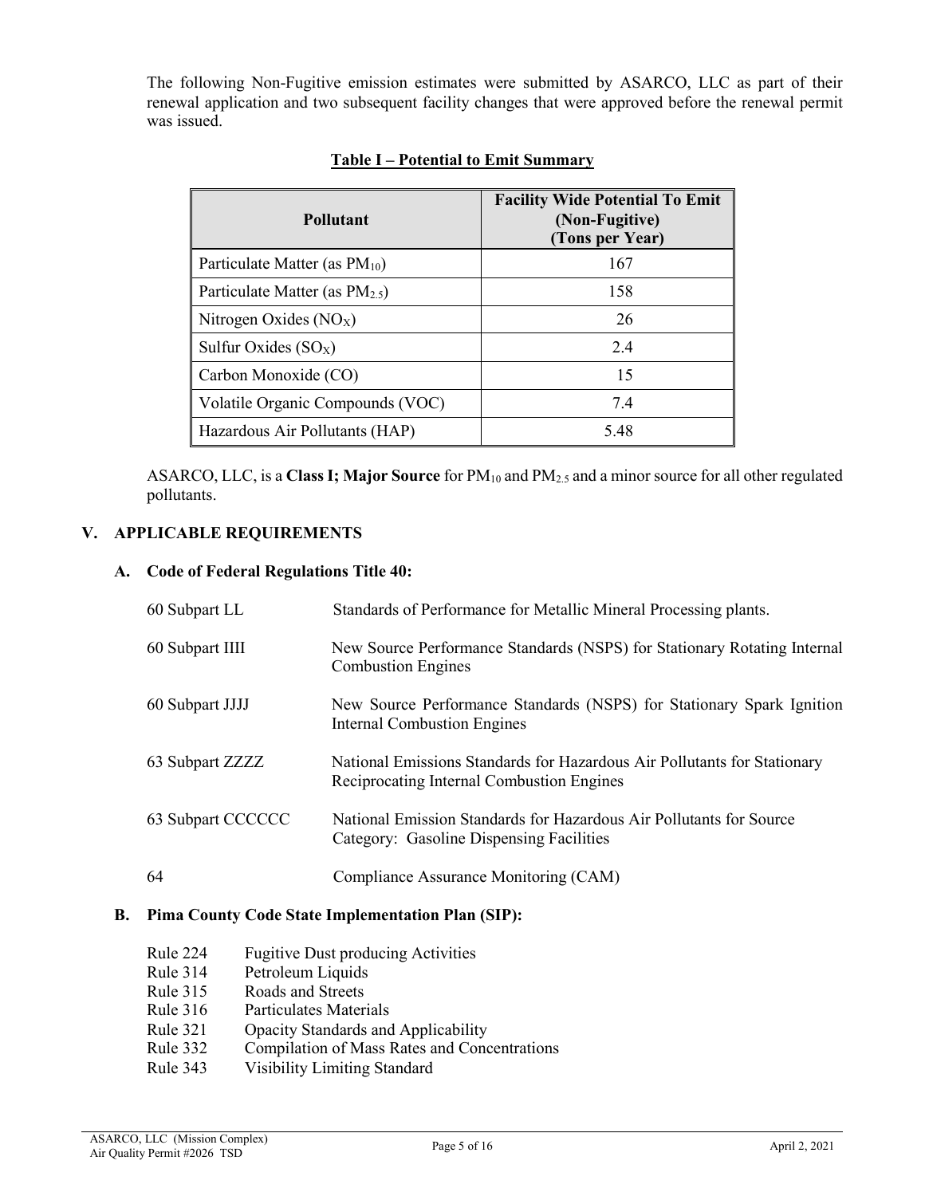The following Non-Fugitive emission estimates were submitted by ASARCO, LLC as part of their renewal application and two subsequent facility changes that were approved before the renewal permit was issued.

**Table I – Potential to Emit Summary**

| Pollutant | Facility Wide Potential To Emit (Non-Fugitive) (Tons per Year) |
|---|---|
| Particulate Matter (as $PM_{10}$) | 167 |
| Particulate Matter (as $PM_{2.5}$) | 158 |
| Nitrogen Oxides ($NO_X$) | 26 |
| Sulfur Oxides ($SO_X$) | 2.4 |
| Carbon Monoxide (CO) | 15 |
| Volatile Organic Compounds (VOC) | 7.4 |
| Hazardous Air Pollutants (HAP) | 5.48 |

ASARCO, LLC, is a **Class I; Major Source** for $PM_{10}$ and $PM_{2.5}$ and a minor source for all other regulated pollutants.

## V. APPLICABLE REQUIREMENTS

### A. Code of Federal Regulations Title 40:

| | |
|---|---|
| 60 Subpart LL | Standards of Performance for Metallic Mineral Processing plants. |
| 60 Subpart IIII | New Source Performance Standards (NSPS) for Stationary Rotating Internal Combustion Engines |
| 60 Subpart JJJJ | New Source Performance Standards (NSPS) for Stationary Spark Ignition Internal Combustion Engines |
| 63 Subpart ZZZZ | National Emissions Standards for Hazardous Air Pollutants for Stationary Reciprocating Internal Combustion Engines |
| 63 Subpart CCCCCC | National Emission Standards for Hazardous Air Pollutants for Source Category: Gasoline Dispensing Facilities |
| 64 | Compliance Assurance Monitoring (CAM) |

### B. Pima County Code State Implementation Plan (SIP):

- Rule 224 Fugitive Dust producing Activities
- Rule 314 Petroleum Liquids
- Rule 315 Roads and Streets
- Rule 316 Particulates Materials
- Rule 321 Opacity Standards and Applicability
- Rule 332 Compilation of Mass Rates and Concentrations
- Rule 343 Visibility Limiting Standard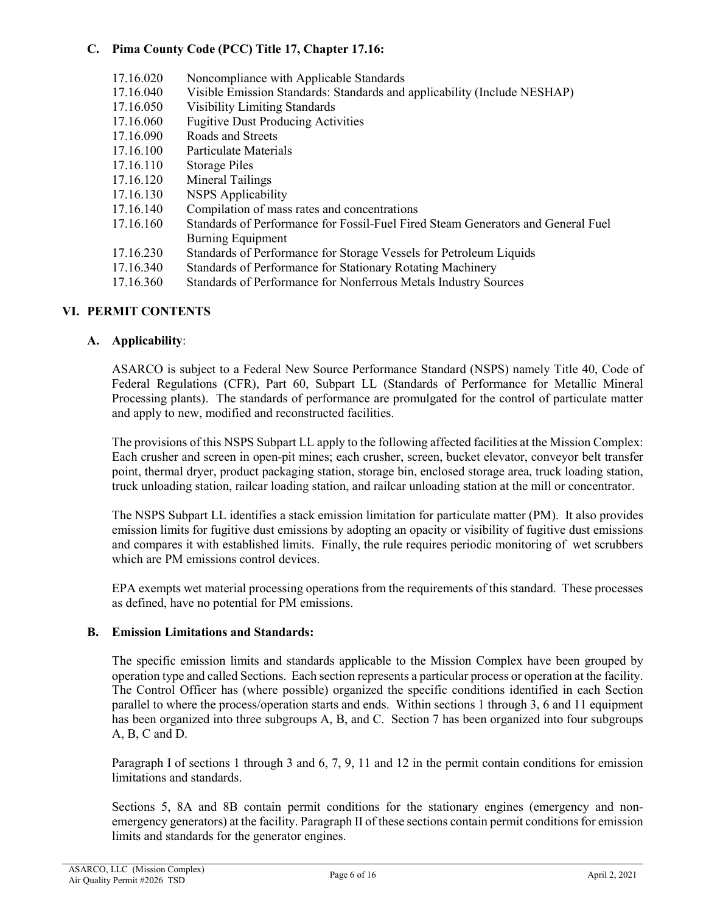### C. Pima County Code (PCC) Title 17, Chapter 17.16:

| | |
|---|---|
| 17.16.020 | Noncompliance with Applicable Standards |
| 17.16.040 | Visible Emission Standards: Standards and applicability (Include NESHAP) |
| 17.16.050 | Visibility Limiting Standards |
| 17.16.060 | Fugitive Dust Producing Activities |
| 17.16.090 | Roads and Streets |
| 17.16.100 | Particulate Materials |
| 17.16.110 | Storage Piles |
| 17.16.120 | Mineral Tailings |
| 17.16.130 | NSPS Applicability |
| 17.16.140 | Compilation of mass rates and concentrations |
| 17.16.160 | Standards of Performance for Fossil-Fuel Fired Steam Generators and General Fuel Burning Equipment |
| 17.16.230 | Standards of Performance for Storage Vessels for Petroleum Liquids |
| 17.16.340 | Standards of Performance for Stationary Rotating Machinery |
| 17.16.360 | Standards of Performance for Nonferrous Metals Industry Sources |

## VI. PERMIT CONTENTS

### A. Applicability:

ASARCO is subject to a Federal New Source Performance Standard (NSPS) namely Title 40, Code of Federal Regulations (CFR), Part 60, Subpart LL (Standards of Performance for Metallic Mineral Processing plants). The standards of performance are promulgated for the control of particulate matter and apply to new, modified and reconstructed facilities.

The provisions of this NSPS Subpart LL apply to the following affected facilities at the Mission Complex: Each crusher and screen in open-pit mines; each crusher, screen, bucket elevator, conveyor belt transfer point, thermal dryer, product packaging station, storage bin, enclosed storage area, truck loading station, truck unloading station, railcar loading station, and railcar unloading station at the mill or concentrator.

The NSPS Subpart LL identifies a stack emission limitation for particulate matter (PM). It also provides emission limits for fugitive dust emissions by adopting an opacity or visibility of fugitive dust emissions and compares it with established limits. Finally, the rule requires periodic monitoring of wet scrubbers which are PM emissions control devices.

EPA exempts wet material processing operations from the requirements of this standard. These processes as defined, have no potential for PM emissions.

### B. Emission Limitations and Standards:

The specific emission limits and standards applicable to the Mission Complex have been grouped by operation type and called Sections. Each section represents a particular process or operation at the facility. The Control Officer has (where possible) organized the specific conditions identified in each Section parallel to where the process/operation starts and ends. Within sections 1 through 3, 6 and 11 equipment has been organized into three subgroups A, B, and C. Section 7 has been organized into four subgroups A, B, C and D.

Paragraph I of sections 1 through 3 and 6, 7, 9, 11 and 12 in the permit contain conditions for emission limitations and standards.

Sections 5, 8A and 8B contain permit conditions for the stationary engines (emergency and non-emergency generators) at the facility. Paragraph II of these sections contain permit conditions for emission limits and standards for the generator engines.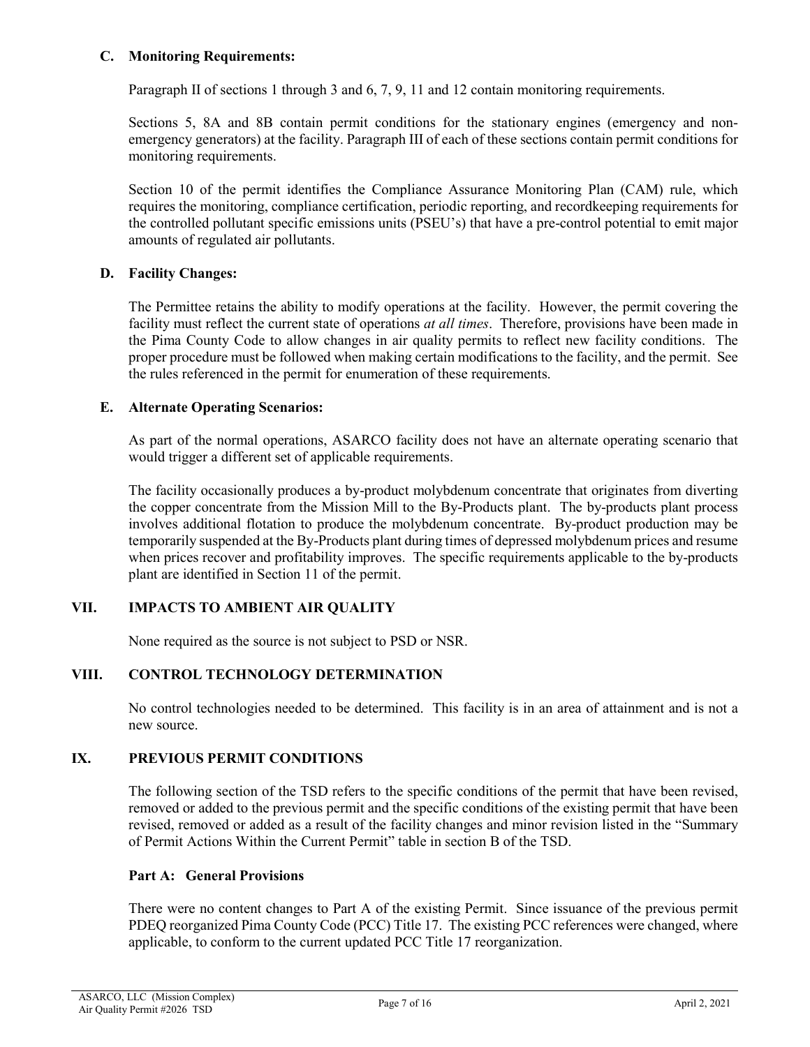### C. Monitoring Requirements:

Paragraph II of sections 1 through 3 and 6, 7, 9, 11 and 12 contain monitoring requirements.

Sections 5, 8A and 8B contain permit conditions for the stationary engines (emergency and non-emergency generators) at the facility. Paragraph III of each of these sections contain permit conditions for monitoring requirements.

Section 10 of the permit identifies the Compliance Assurance Monitoring Plan (CAM) rule, which requires the monitoring, compliance certification, periodic reporting, and recordkeeping requirements for the controlled pollutant specific emissions units (PSEU's) that have a pre-control potential to emit major amounts of regulated air pollutants.

### D. Facility Changes:

The Permittee retains the ability to modify operations at the facility. However, the permit covering the facility must reflect the current state of operations *at all times*. Therefore, provisions have been made in the Pima County Code to allow changes in air quality permits to reflect new facility conditions. The proper procedure must be followed when making certain modifications to the facility, and the permit. See the rules referenced in the permit for enumeration of these requirements.

### E. Alternate Operating Scenarios:

As part of the normal operations, ASARCO facility does not have an alternate operating scenario that would trigger a different set of applicable requirements.

The facility occasionally produces a by-product molybdenum concentrate that originates from diverting the copper concentrate from the Mission Mill to the By-Products plant. The by-products plant process involves additional flotation to produce the molybdenum concentrate. By-product production may be temporarily suspended at the By-Products plant during times of depressed molybdenum prices and resume when prices recover and profitability improves. The specific requirements applicable to the by-products plant are identified in Section 11 of the permit.

## VII. IMPACTS TO AMBIENT AIR QUALITY

None required as the source is not subject to PSD or NSR.

## VIII. CONTROL TECHNOLOGY DETERMINATION

No control technologies needed to be determined. This facility is in an area of attainment and is not a new source.

## IX. PREVIOUS PERMIT CONDITIONS

The following section of the TSD refers to the specific conditions of the permit that have been revised, removed or added to the previous permit and the specific conditions of the existing permit that have been revised, removed or added as a result of the facility changes and minor revision listed in the "Summary of Permit Actions Within the Current Permit" table in section B of the TSD.

### Part A: General Provisions

There were no content changes to Part A of the existing Permit. Since issuance of the previous permit PDEQ reorganized Pima County Code (PCC) Title 17. The existing PCC references were changed, where applicable, to conform to the current updated PCC Title 17 reorganization.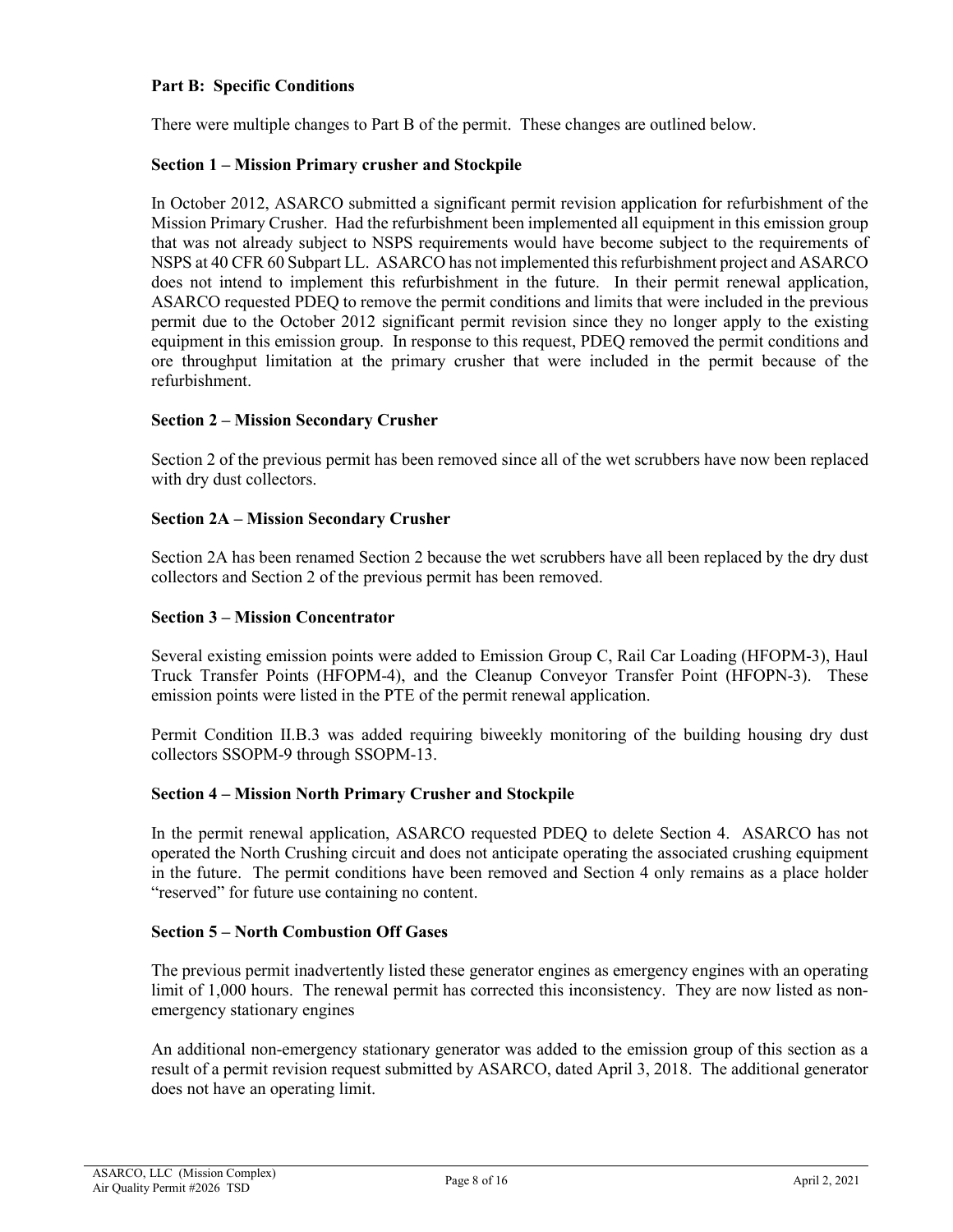**Part B: Specific Conditions**

There were multiple changes to Part B of the permit. These changes are outlined below.

**Section 1 – Mission Primary crusher and Stockpile**

In October 2012, ASARCO submitted a significant permit revision application for refurbishment of the Mission Primary Crusher. Had the refurbishment been implemented all equipment in this emission group that was not already subject to NSPS requirements would have become subject to the requirements of NSPS at 40 CFR 60 Subpart LL. ASARCO has not implemented this refurbishment project and ASARCO does not intend to implement this refurbishment in the future. In their permit renewal application, ASARCO requested PDEQ to remove the permit conditions and limits that were included in the previous permit due to the October 2012 significant permit revision since they no longer apply to the existing equipment in this emission group. In response to this request, PDEQ removed the permit conditions and ore throughput limitation at the primary crusher that were included in the permit because of the refurbishment.

**Section 2 – Mission Secondary Crusher**

Section 2 of the previous permit has been removed since all of the wet scrubbers have now been replaced with dry dust collectors.

**Section 2A – Mission Secondary Crusher**

Section 2A has been renamed Section 2 because the wet scrubbers have all been replaced by the dry dust collectors and Section 2 of the previous permit has been removed.

**Section 3 – Mission Concentrator**

Several existing emission points were added to Emission Group C, Rail Car Loading (HFOPM-3), Haul Truck Transfer Points (HFOPM-4), and the Cleanup Conveyor Transfer Point (HFOPN-3). These emission points were listed in the PTE of the permit renewal application.

Permit Condition II.B.3 was added requiring biweekly monitoring of the building housing dry dust collectors SSOPM-9 through SSOPM-13.

**Section 4 – Mission North Primary Crusher and Stockpile**

In the permit renewal application, ASARCO requested PDEQ to delete Section 4. ASARCO has not operated the North Crushing circuit and does not anticipate operating the associated crushing equipment in the future. The permit conditions have been removed and Section 4 only remains as a place holder "reserved" for future use containing no content.

**Section 5 – North Combustion Off Gases**

The previous permit inadvertently listed these generator engines as emergency engines with an operating limit of 1,000 hours. The renewal permit has corrected this inconsistency. They are now listed as non-emergency stationary engines

An additional non-emergency stationary generator was added to the emission group of this section as a result of a permit revision request submitted by ASARCO, dated April 3, 2018. The additional generator does not have an operating limit.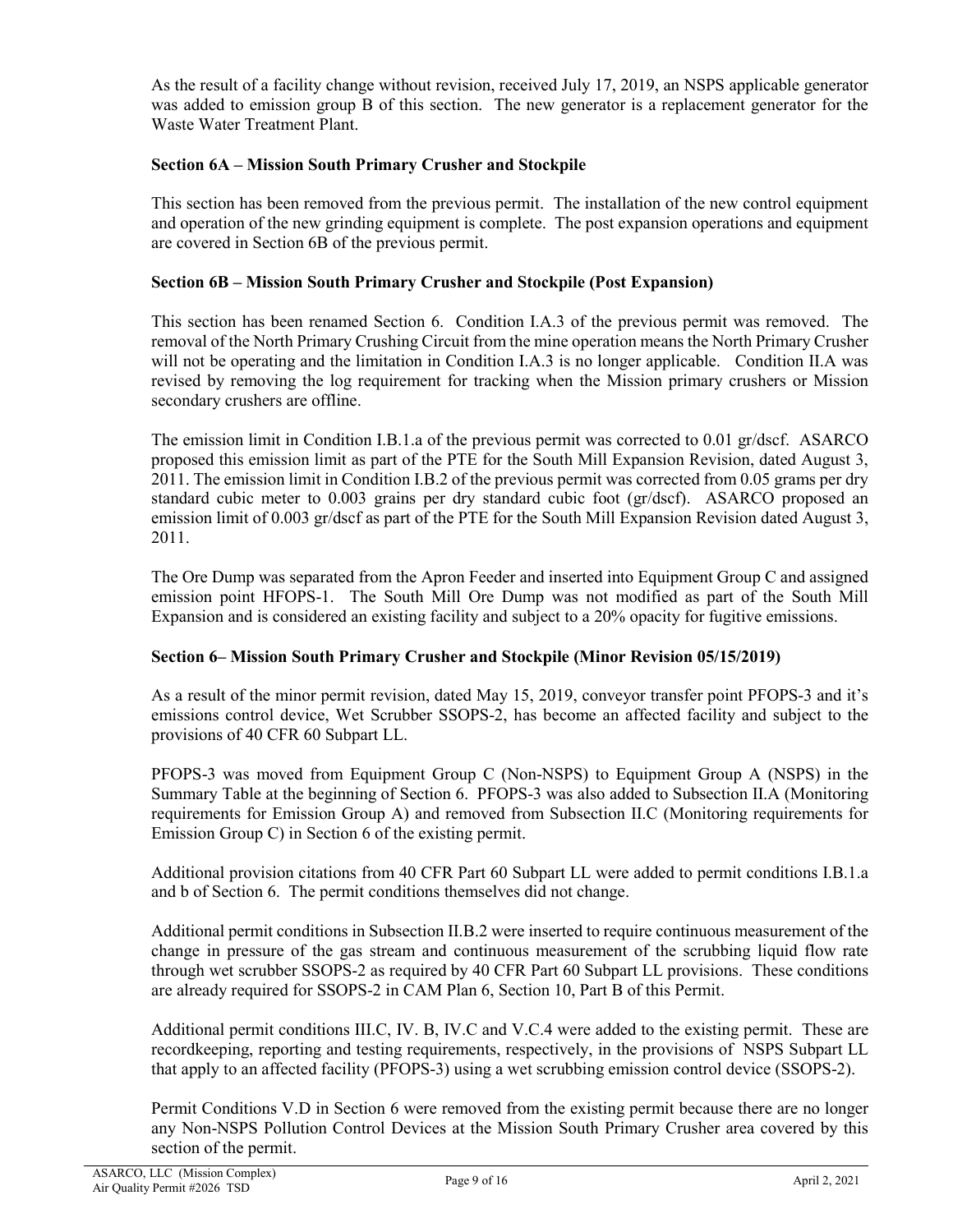As the result of a facility change without revision, received July 17, 2019, an NSPS applicable generator was added to emission group B of this section. The new generator is a replacement generator for the Waste Water Treatment Plant.

### Section 6A – Mission South Primary Crusher and Stockpile

This section has been removed from the previous permit. The installation of the new control equipment and operation of the new grinding equipment is complete. The post expansion operations and equipment are covered in Section 6B of the previous permit.

### Section 6B – Mission South Primary Crusher and Stockpile (Post Expansion)

This section has been renamed Section 6. Condition I.A.3 of the previous permit was removed. The removal of the North Primary Crushing Circuit from the mine operation means the North Primary Crusher will not be operating and the limitation in Condition I.A.3 is no longer applicable. Condition II.A was revised by removing the log requirement for tracking when the Mission primary crushers or Mission secondary crushers are offline.

The emission limit in Condition I.B.1.a of the previous permit was corrected to 0.01 gr/dscf. ASARCO proposed this emission limit as part of the PTE for the South Mill Expansion Revision, dated August 3, 2011. The emission limit in Condition I.B.2 of the previous permit was corrected from 0.05 grams per dry standard cubic meter to 0.003 grains per dry standard cubic foot (gr/dscf). ASARCO proposed an emission limit of 0.003 gr/dscf as part of the PTE for the South Mill Expansion Revision dated August 3, 2011.

The Ore Dump was separated from the Apron Feeder and inserted into Equipment Group C and assigned emission point HFOPS-1. The South Mill Ore Dump was not modified as part of the South Mill Expansion and is considered an existing facility and subject to a 20% opacity for fugitive emissions.

### Section 6– Mission South Primary Crusher and Stockpile (Minor Revision 05/15/2019)

As a result of the minor permit revision, dated May 15, 2019, conveyor transfer point PFOPS-3 and it's emissions control device, Wet Scrubber SSOPS-2, has become an affected facility and subject to the provisions of 40 CFR 60 Subpart LL.

PFOPS-3 was moved from Equipment Group C (Non-NSPS) to Equipment Group A (NSPS) in the Summary Table at the beginning of Section 6. PFOPS-3 was also added to Subsection II.A (Monitoring requirements for Emission Group A) and removed from Subsection II.C (Monitoring requirements for Emission Group C) in Section 6 of the existing permit.

Additional provision citations from 40 CFR Part 60 Subpart LL were added to permit conditions I.B.1.a and b of Section 6. The permit conditions themselves did not change.

Additional permit conditions in Subsection II.B.2 were inserted to require continuous measurement of the change in pressure of the gas stream and continuous measurement of the scrubbing liquid flow rate through wet scrubber SSOPS-2 as required by 40 CFR Part 60 Subpart LL provisions. These conditions are already required for SSOPS-2 in CAM Plan 6, Section 10, Part B of this Permit.

Additional permit conditions III.C, IV. B, IV.C and V.C.4 were added to the existing permit. These are recordkeeping, reporting and testing requirements, respectively, in the provisions of NSPS Subpart LL that apply to an affected facility (PFOPS-3) using a wet scrubbing emission control device (SSOPS-2).

Permit Conditions V.D in Section 6 were removed from the existing permit because there are no longer any Non-NSPS Pollution Control Devices at the Mission South Primary Crusher area covered by this section of the permit.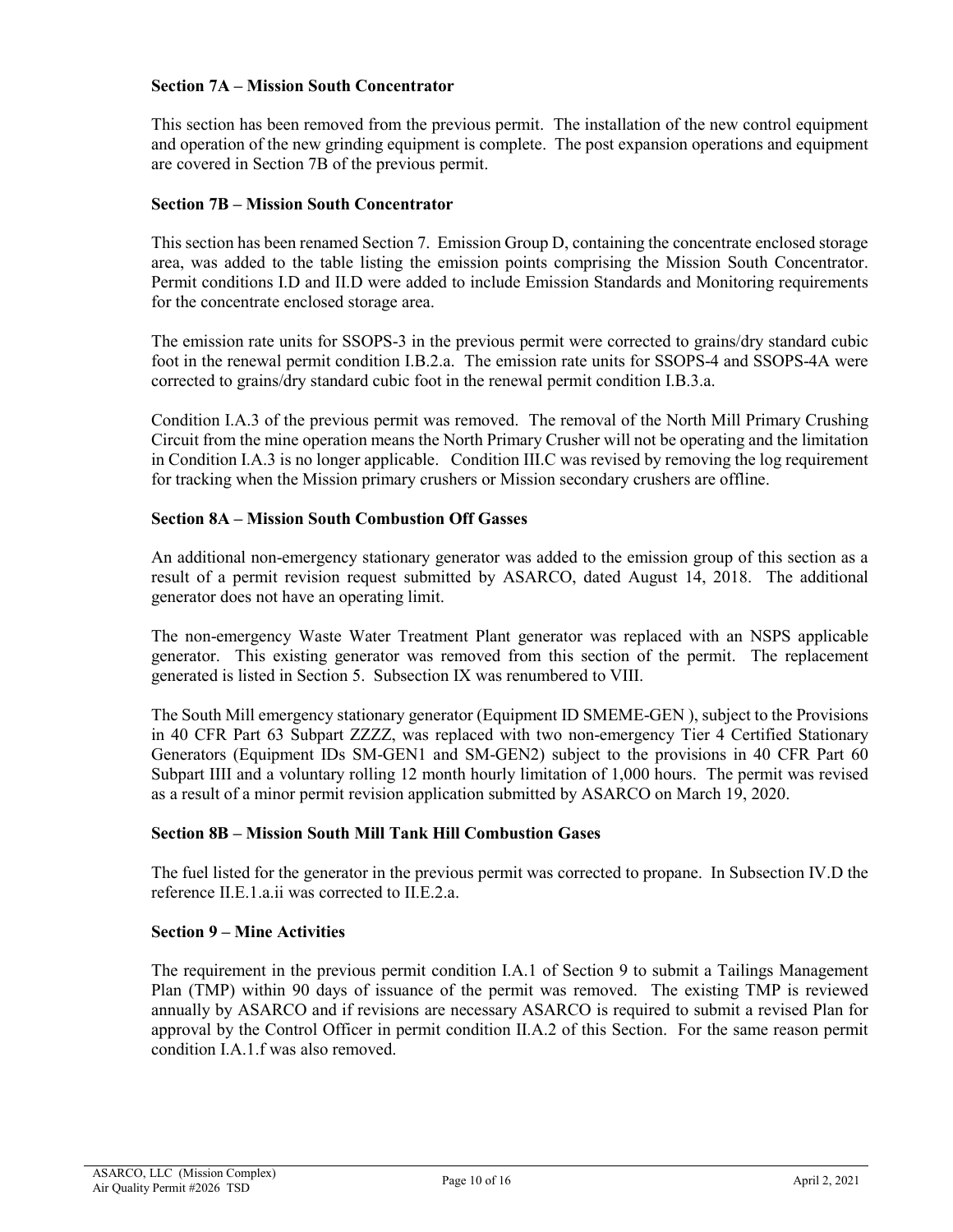**Section 7A – Mission South Concentrator**

This section has been removed from the previous permit. The installation of the new control equipment and operation of the new grinding equipment is complete. The post expansion operations and equipment are covered in Section 7B of the previous permit.

**Section 7B – Mission South Concentrator**

This section has been renamed Section 7. Emission Group D, containing the concentrate enclosed storage area, was added to the table listing the emission points comprising the Mission South Concentrator. Permit conditions I.D and II.D were added to include Emission Standards and Monitoring requirements for the concentrate enclosed storage area.

The emission rate units for SSOPS-3 in the previous permit were corrected to grains/dry standard cubic foot in the renewal permit condition I.B.2.a. The emission rate units for SSOPS-4 and SSOPS-4A were corrected to grains/dry standard cubic foot in the renewal permit condition I.B.3.a.

Condition I.A.3 of the previous permit was removed. The removal of the North Mill Primary Crushing Circuit from the mine operation means the North Primary Crusher will not be operating and the limitation in Condition I.A.3 is no longer applicable. Condition III.C was revised by removing the log requirement for tracking when the Mission primary crushers or Mission secondary crushers are offline.

**Section 8A – Mission South Combustion Off Gasses**

An additional non-emergency stationary generator was added to the emission group of this section as a result of a permit revision request submitted by ASARCO, dated August 14, 2018. The additional generator does not have an operating limit.

The non-emergency Waste Water Treatment Plant generator was replaced with an NSPS applicable generator. This existing generator was removed from this section of the permit. The replacement generated is listed in Section 5. Subsection IX was renumbered to VIII.

The South Mill emergency stationary generator (Equipment ID SMEME-GEN ), subject to the Provisions in 40 CFR Part 63 Subpart ZZZZ, was replaced with two non-emergency Tier 4 Certified Stationary Generators (Equipment IDs SM-GEN1 and SM-GEN2) subject to the provisions in 40 CFR Part 60 Subpart IIII and a voluntary rolling 12 month hourly limitation of 1,000 hours. The permit was revised as a result of a minor permit revision application submitted by ASARCO on March 19, 2020.

**Section 8B – Mission South Mill Tank Hill Combustion Gases**

The fuel listed for the generator in the previous permit was corrected to propane. In Subsection IV.D the reference II.E.1.a.ii was corrected to II.E.2.a.

**Section 9 – Mine Activities**

The requirement in the previous permit condition I.A.1 of Section 9 to submit a Tailings Management Plan (TMP) within 90 days of issuance of the permit was removed. The existing TMP is reviewed annually by ASARCO and if revisions are necessary ASARCO is required to submit a revised Plan for approval by the Control Officer in permit condition II.A.2 of this Section. For the same reason permit condition I.A.1.f was also removed.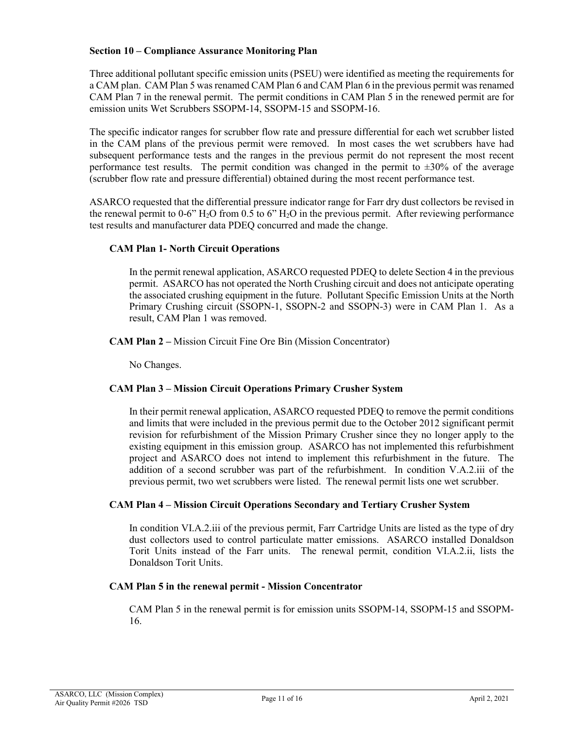## Section 10 – Compliance Assurance Monitoring Plan

Three additional pollutant specific emission units (PSEU) were identified as meeting the requirements for a CAM plan. CAM Plan 5 was renamed CAM Plan 6 and CAM Plan 6 in the previous permit was renamed CAM Plan 7 in the renewal permit. The permit conditions in CAM Plan 5 in the renewed permit are for emission units Wet Scrubbers SSOPM-14, SSOPM-15 and SSOPM-16.

The specific indicator ranges for scrubber flow rate and pressure differential for each wet scrubber listed in the CAM plans of the previous permit were removed. In most cases the wet scrubbers have had subsequent performance tests and the ranges in the previous permit do not represent the most recent performance test results. The permit condition was changed in the permit to ±30% of the average (scrubber flow rate and pressure differential) obtained during the most recent performance test.

ASARCO requested that the differential pressure indicator range for Farr dry dust collectors be revised in the renewal permit to 0-6" $H_2O$ from 0.5 to 6" $H_2O$ in the previous permit. After reviewing performance test results and manufacturer data PDEQ concurred and made the change.

### CAM Plan 1- North Circuit Operations

In the permit renewal application, ASARCO requested PDEQ to delete Section 4 in the previous permit. ASARCO has not operated the North Crushing circuit and does not anticipate operating the associated crushing equipment in the future. Pollutant Specific Emission Units at the North Primary Crushing circuit (SSOPN-1, SSOPN-2 and SSOPN-3) were in CAM Plan 1. As a result, CAM Plan 1 was removed.

**CAM Plan 2 –** Mission Circuit Fine Ore Bin (Mission Concentrator)

No Changes.

### CAM Plan 3 – Mission Circuit Operations Primary Crusher System

In their permit renewal application, ASARCO requested PDEQ to remove the permit conditions and limits that were included in the previous permit due to the October 2012 significant permit revision for refurbishment of the Mission Primary Crusher since they no longer apply to the existing equipment in this emission group. ASARCO has not implemented this refurbishment project and ASARCO does not intend to implement this refurbishment in the future. The addition of a second scrubber was part of the refurbishment. In condition V.A.2.iii of the previous permit, two wet scrubbers were listed. The renewal permit lists one wet scrubber.

### CAM Plan 4 – Mission Circuit Operations Secondary and Tertiary Crusher System

In condition VI.A.2.iii of the previous permit, Farr Cartridge Units are listed as the type of dry dust collectors used to control particulate matter emissions. ASARCO installed Donaldson Torit Units instead of the Farr units. The renewal permit, condition VI.A.2.ii, lists the Donaldson Torit Units.

### CAM Plan 5 in the renewal permit - Mission Concentrator

CAM Plan 5 in the renewal permit is for emission units SSOPM-14, SSOPM-15 and SSOPM-16.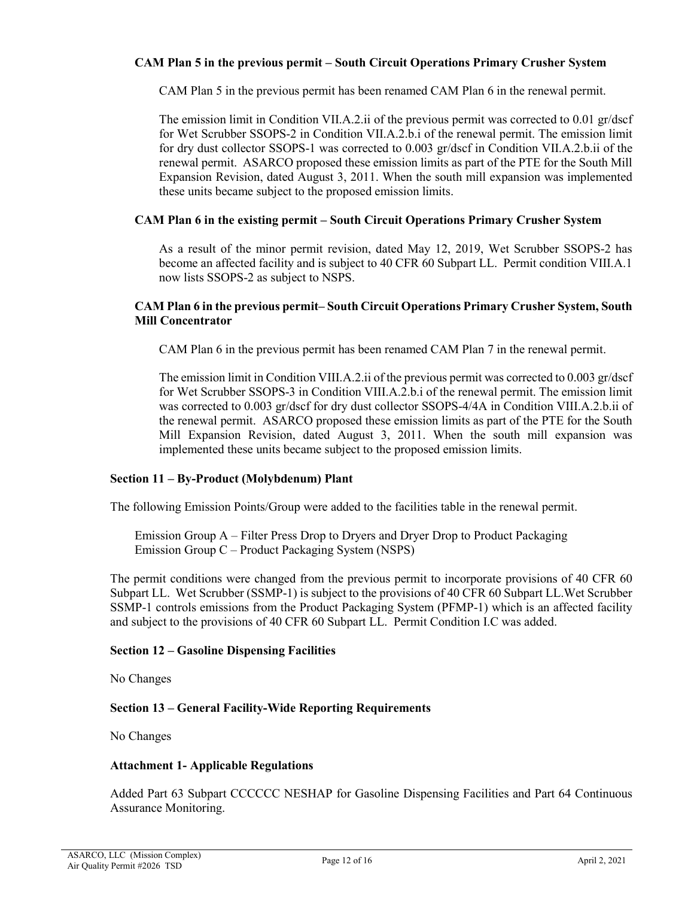**CAM Plan 5 in the previous permit – South Circuit Operations Primary Crusher System**

CAM Plan 5 in the previous permit has been renamed CAM Plan 6 in the renewal permit.

The emission limit in Condition VII.A.2.ii of the previous permit was corrected to 0.01 gr/dscf for Wet Scrubber SSOPS-2 in Condition VII.A.2.b.i of the renewal permit. The emission limit for dry dust collector SSOPS-1 was corrected to 0.003 gr/dscf in Condition VII.A.2.b.ii of the renewal permit. ASARCO proposed these emission limits as part of the PTE for the South Mill Expansion Revision, dated August 3, 2011. When the south mill expansion was implemented these units became subject to the proposed emission limits.

**CAM Plan 6 in the existing permit – South Circuit Operations Primary Crusher System**

As a result of the minor permit revision, dated May 12, 2019, Wet Scrubber SSOPS-2 has become an affected facility and is subject to 40 CFR 60 Subpart LL. Permit condition VIII.A.1 now lists SSOPS-2 as subject to NSPS.

**CAM Plan 6 in the previous permit– South Circuit Operations Primary Crusher System, South Mill Concentrator**

CAM Plan 6 in the previous permit has been renamed CAM Plan 7 in the renewal permit.

The emission limit in Condition VIII.A.2.ii of the previous permit was corrected to 0.003 gr/dscf for Wet Scrubber SSOPS-3 in Condition VIII.A.2.b.i of the renewal permit. The emission limit was corrected to 0.003 gr/dscf for dry dust collector SSOPS-4/4A in Condition VIII.A.2.b.ii of the renewal permit. ASARCO proposed these emission limits as part of the PTE for the South Mill Expansion Revision, dated August 3, 2011. When the south mill expansion was implemented these units became subject to the proposed emission limits.

**Section 11 – By-Product (Molybdenum) Plant**

The following Emission Points/Group were added to the facilities table in the renewal permit.

Emission Group A – Filter Press Drop to Dryers and Dryer Drop to Product Packaging
Emission Group C – Product Packaging System (NSPS)

The permit conditions were changed from the previous permit to incorporate provisions of 40 CFR 60 Subpart LL. Wet Scrubber (SSMP-1) is subject to the provisions of 40 CFR 60 Subpart LL.Wet Scrubber SSMP-1 controls emissions from the Product Packaging System (PFMP-1) which is an affected facility and subject to the provisions of 40 CFR 60 Subpart LL. Permit Condition I.C was added.

**Section 12 – Gasoline Dispensing Facilities**

No Changes

**Section 13 – General Facility-Wide Reporting Requirements**

No Changes

**Attachment 1- Applicable Regulations**

Added Part 63 Subpart CCCCCC NESHAP for Gasoline Dispensing Facilities and Part 64 Continuous Assurance Monitoring.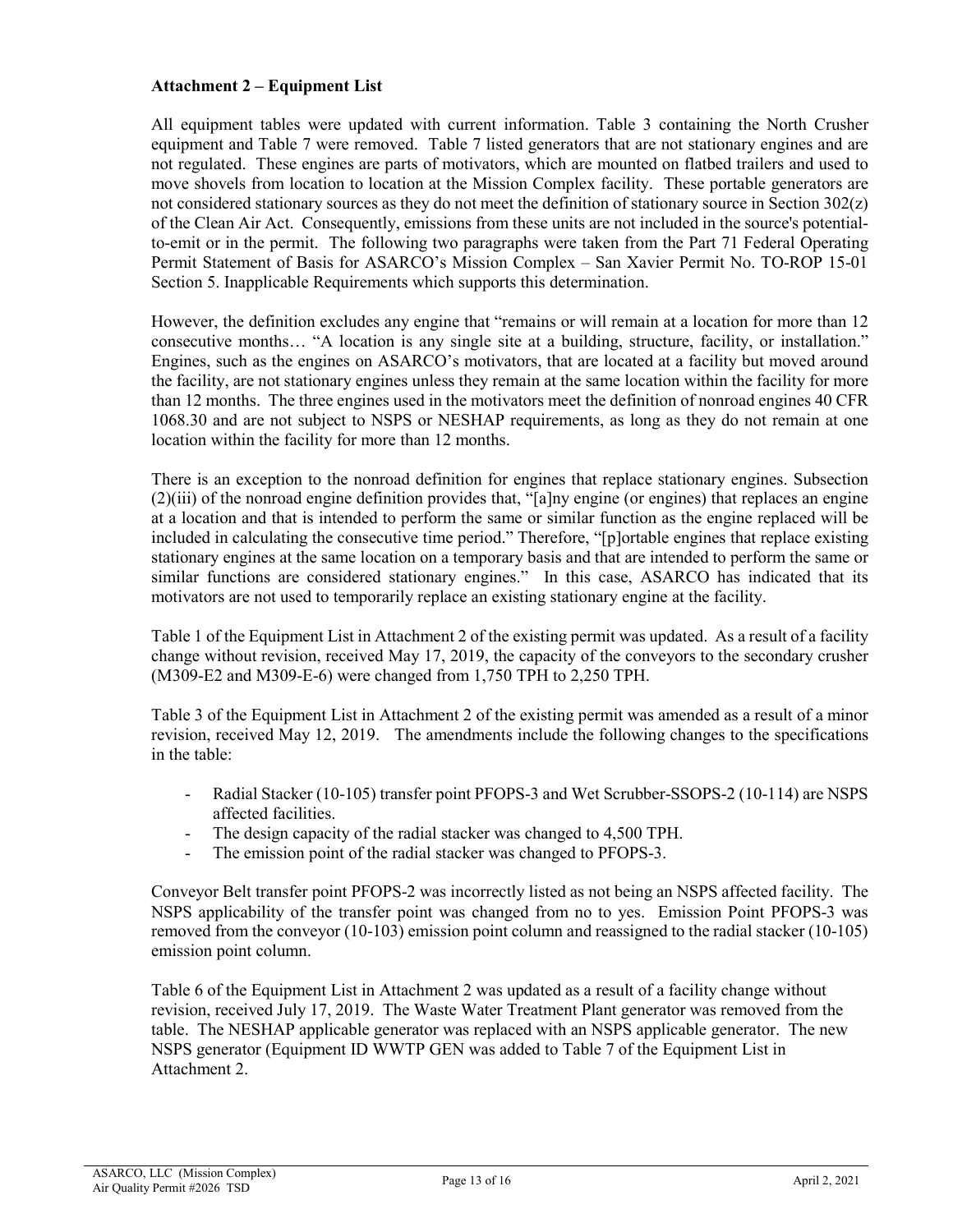**Attachment 2 – Equipment List**

All equipment tables were updated with current information. Table 3 containing the North Crusher equipment and Table 7 were removed. Table 7 listed generators that are not stationary engines and are not regulated. These engines are parts of motivators, which are mounted on flatbed trailers and used to move shovels from location to location at the Mission Complex facility. These portable generators are not considered stationary sources as they do not meet the definition of stationary source in Section 302(z) of the Clean Air Act. Consequently, emissions from these units are not included in the source's potential-to-emit or in the permit. The following two paragraphs were taken from the Part 71 Federal Operating Permit Statement of Basis for ASARCO's Mission Complex – San Xavier Permit No. TO-ROP 15-01 Section 5. Inapplicable Requirements which supports this determination.

However, the definition excludes any engine that "remains or will remain at a location for more than 12 consecutive months… "A location is any single site at a building, structure, facility, or installation." Engines, such as the engines on ASARCO's motivators, that are located at a facility but moved around the facility, are not stationary engines unless they remain at the same location within the facility for more than 12 months. The three engines used in the motivators meet the definition of nonroad engines 40 CFR 1068.30 and are not subject to NSPS or NESHAP requirements, as long as they do not remain at one location within the facility for more than 12 months.

There is an exception to the nonroad definition for engines that replace stationary engines. Subsection (2)(iii) of the nonroad engine definition provides that, "[a]ny engine (or engines) that replaces an engine at a location and that is intended to perform the same or similar function as the engine replaced will be included in calculating the consecutive time period." Therefore, "[p]ortable engines that replace existing stationary engines at the same location on a temporary basis and that are intended to perform the same or similar functions are considered stationary engines." In this case, ASARCO has indicated that its motivators are not used to temporarily replace an existing stationary engine at the facility.

Table 1 of the Equipment List in Attachment 2 of the existing permit was updated. As a result of a facility change without revision, received May 17, 2019, the capacity of the conveyors to the secondary crusher (M309-E2 and M309-E-6) were changed from 1,750 TPH to 2,250 TPH.

Table 3 of the Equipment List in Attachment 2 of the existing permit was amended as a result of a minor revision, received May 12, 2019. The amendments include the following changes to the specifications in the table:

- Radial Stacker (10-105) transfer point PFOPS-3 and Wet Scrubber-SSOPS-2 (10-114) are NSPS affected facilities.
- The design capacity of the radial stacker was changed to 4,500 TPH.
- The emission point of the radial stacker was changed to PFOPS-3.

Conveyor Belt transfer point PFOPS-2 was incorrectly listed as not being an NSPS affected facility. The NSPS applicability of the transfer point was changed from no to yes. Emission Point PFOPS-3 was removed from the conveyor (10-103) emission point column and reassigned to the radial stacker (10-105) emission point column.

Table 6 of the Equipment List in Attachment 2 was updated as a result of a facility change without revision, received July 17, 2019. The Waste Water Treatment Plant generator was removed from the table. The NESHAP applicable generator was replaced with an NSPS applicable generator. The new NSPS generator (Equipment ID WWTP GEN was added to Table 7 of the Equipment List in Attachment 2.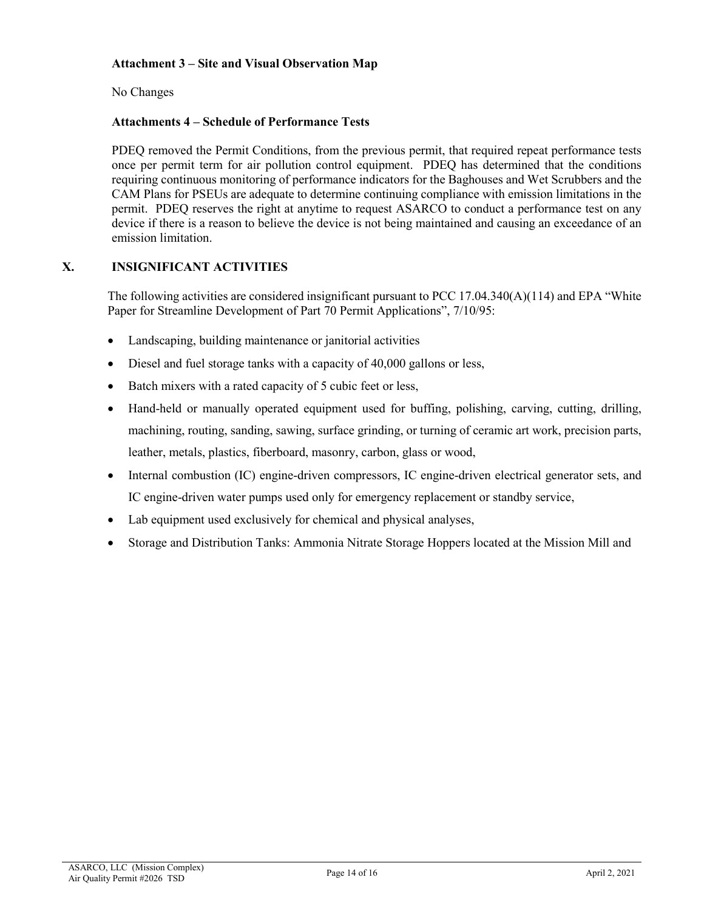**Attachment 3 – Site and Visual Observation Map**

No Changes

**Attachments 4 – Schedule of Performance Tests**

PDEQ removed the Permit Conditions, from the previous permit, that required repeat performance tests once per permit term for air pollution control equipment. PDEQ has determined that the conditions requiring continuous monitoring of performance indicators for the Baghouses and Wet Scrubbers and the CAM Plans for PSEUs are adequate to determine continuing compliance with emission limitations in the permit. PDEQ reserves the right at anytime to request ASARCO to conduct a performance test on any device if there is a reason to believe the device is not being maintained and causing an exceedance of an emission limitation.

## X. INSIGNIFICANT ACTIVITIES

The following activities are considered insignificant pursuant to PCC 17.04.340(A)(114) and EPA "White Paper for Streamline Development of Part 70 Permit Applications", 7/10/95:

- Landscaping, building maintenance or janitorial activities
- Diesel and fuel storage tanks with a capacity of 40,000 gallons or less,
- Batch mixers with a rated capacity of 5 cubic feet or less,
- Hand-held or manually operated equipment used for buffing, polishing, carving, cutting, drilling, machining, routing, sanding, sawing, surface grinding, or turning of ceramic art work, precision parts, leather, metals, plastics, fiberboard, masonry, carbon, glass or wood,
- Internal combustion (IC) engine-driven compressors, IC engine-driven electrical generator sets, and IC engine-driven water pumps used only for emergency replacement or standby service,
- Lab equipment used exclusively for chemical and physical analyses,
- Storage and Distribution Tanks: Ammonia Nitrate Storage Hoppers located at the Mission Mill and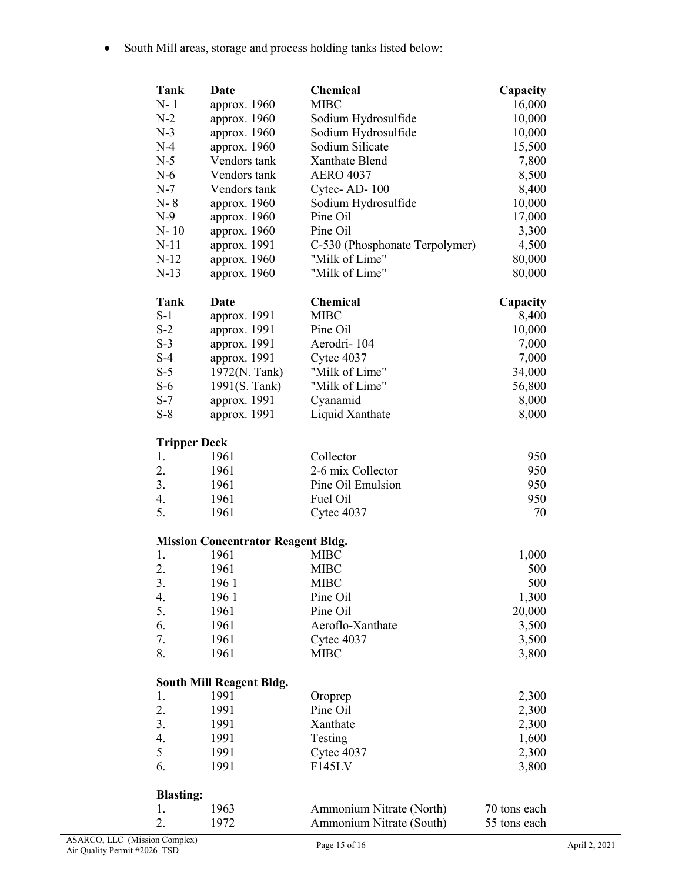- South Mill areas, storage and process holding tanks listed below:

| Tank | Date | Chemical | Capacity |
|---|---|---|---|
| N- 1 | approx. 1960 | MIBC | 16,000 |
| N-2 | approx. 1960 | Sodium Hydrosulfide | 10,000 |
| N-3 | approx. 1960 | Sodium Hydrosulfide | 10,000 |
| N-4 | approx. 1960 | Sodium Silicate | 15,500 |
| N-5 | Vendors tank | Xanthate Blend | 7,800 |
| N-6 | Vendors tank | AERO 4037 | 8,500 |
| N-7 | Vendors tank | Cytec- AD- 100 | 8,400 |
| N- 8 | approx. 1960 | Sodium Hydrosulfide | 10,000 |
| N-9 | approx. 1960 | Pine Oil | 17,000 |
| N- 10 | approx. 1960 | Pine Oil | 3,300 |
| N-11 | approx. 1991 | C-530 (Phosphonate Terpolymer) | 4,500 |
| N-12 | approx. 1960 | "Milk of Lime" | 80,000 |
| N-13 | approx. 1960 | "Milk of Lime" | 80,000 |

| Tank | Date | Chemical | Capacity |
|---|---|---|---|
| S-1 | approx. 1991 | MIBC | 8,400 |
| S-2 | approx. 1991 | Pine Oil | 10,000 |
| S-3 | approx. 1991 | Aerodri- 104 | 7,000 |
| S-4 | approx. 1991 | Cytec 4037 | 7,000 |
| S-5 | 1972(N. Tank) | "Milk of Lime" | 34,000 |
| S-6 | 1991(S. Tank) | "Milk of Lime" | 56,800 |
| S-7 | approx. 1991 | Cyanamid | 8,000 |
| S-8 | approx. 1991 | Liquid Xanthate | 8,000 |

**Tripper Deck**

| | | | |
|---|---|---|---|
| 1. | 1961 | Collector | 950 |
| 2. | 1961 | 2-6 mix Collector | 950 |
| 3. | 1961 | Pine Oil Emulsion | 950 |
| 4. | 1961 | Fuel Oil | 950 |
| 5. | 1961 | Cytec 4037 | 70 |

**Mission Concentrator Reagent Bldg.**

| | | | |
|---|---|---|---|
| 1. | 1961 | MIBC | 1,000 |
| 2. | 1961 | MIBC | 500 |
| 3. | 196 1 | MIBC | 500 |
| 4. | 196 1 | Pine Oil | 1,300 |
| 5. | 1961 | Pine Oil | 20,000 |
| 6. | 1961 | Aeroflo-Xanthate | 3,500 |
| 7. | 1961 | Cytec 4037 | 3,500 |
| 8. | 1961 | MIBC | 3,800 |

**South Mill Reagent Bldg.**

| | | | |
|---|---|---|---|
| 1. | 1991 | Oroprep | 2,300 |
| 2. | 1991 | Pine Oil | 2,300 |
| 3. | 1991 | Xanthate | 2,300 |
| 4. | 1991 | Testing | 1,600 |
| 5 | 1991 | Cytec 4037 | 2,300 |
| 6. | 1991 | F145LV | 3,800 |

**Blasting:**

| | | | |
|---|---|---|---|
| 1. | 1963 | Ammonium Nitrate (North) | 70 tons each |
| 2. | 1972 | Ammonium Nitrate (South) | 55 tons each |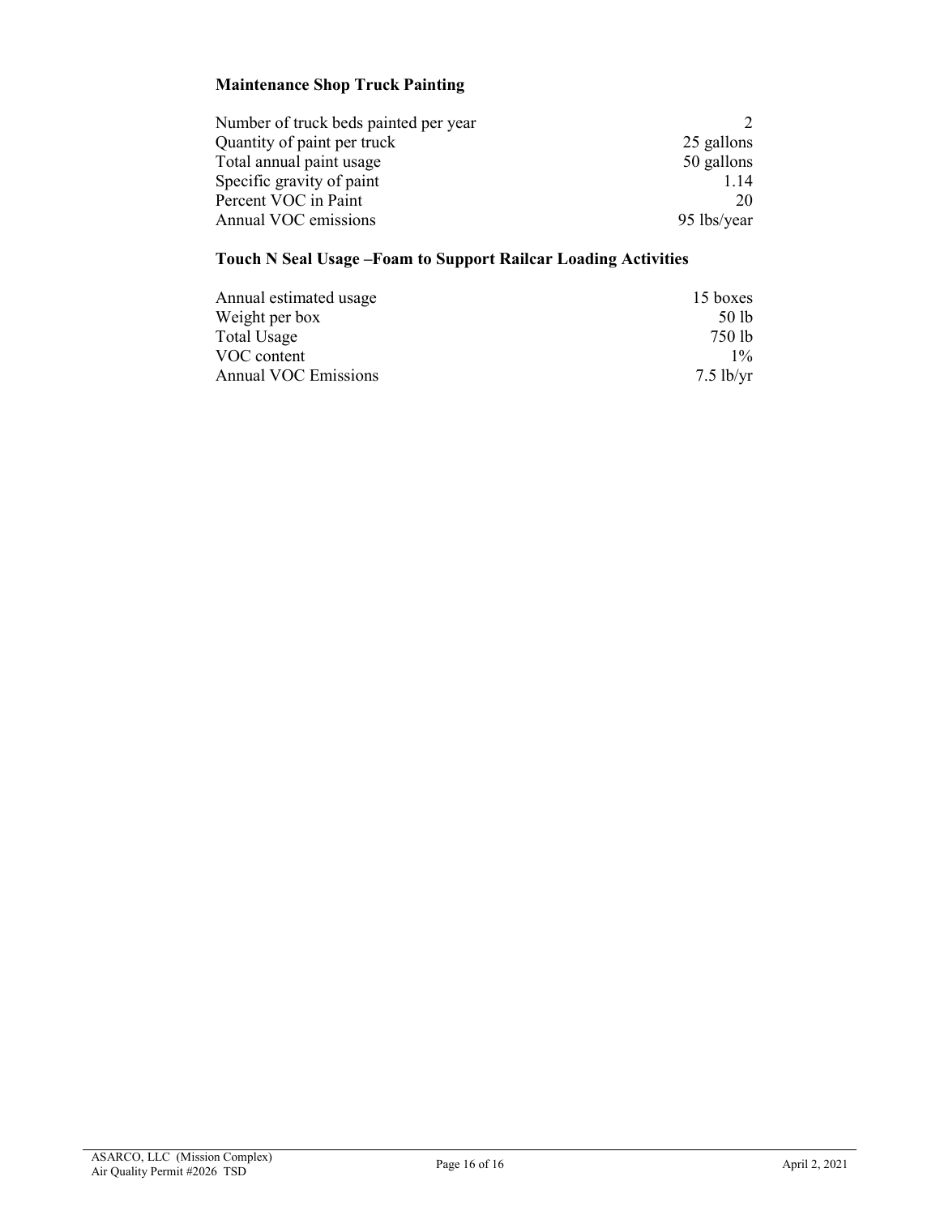**Maintenance Shop Truck Painting**

| | |
|---|---|
| Number of truck beds painted per year | 2 |
| Quantity of paint per truck | 25 gallons |
| Total annual paint usage | 50 gallons |
| Specific gravity of paint | 1.14 |
| Percent VOC in Paint | 20 |
| Annual VOC emissions | 95 lbs/year |

**Touch N Seal Usage –Foam to Support Railcar Loading Activities**

| | |
|---|---|
| Annual estimated usage | 15 boxes |
| Weight per box | 50 lb |
| Total Usage | 750 lb |
| VOC content | 1% |
| Annual VOC Emissions | 7.5 lb/yr |